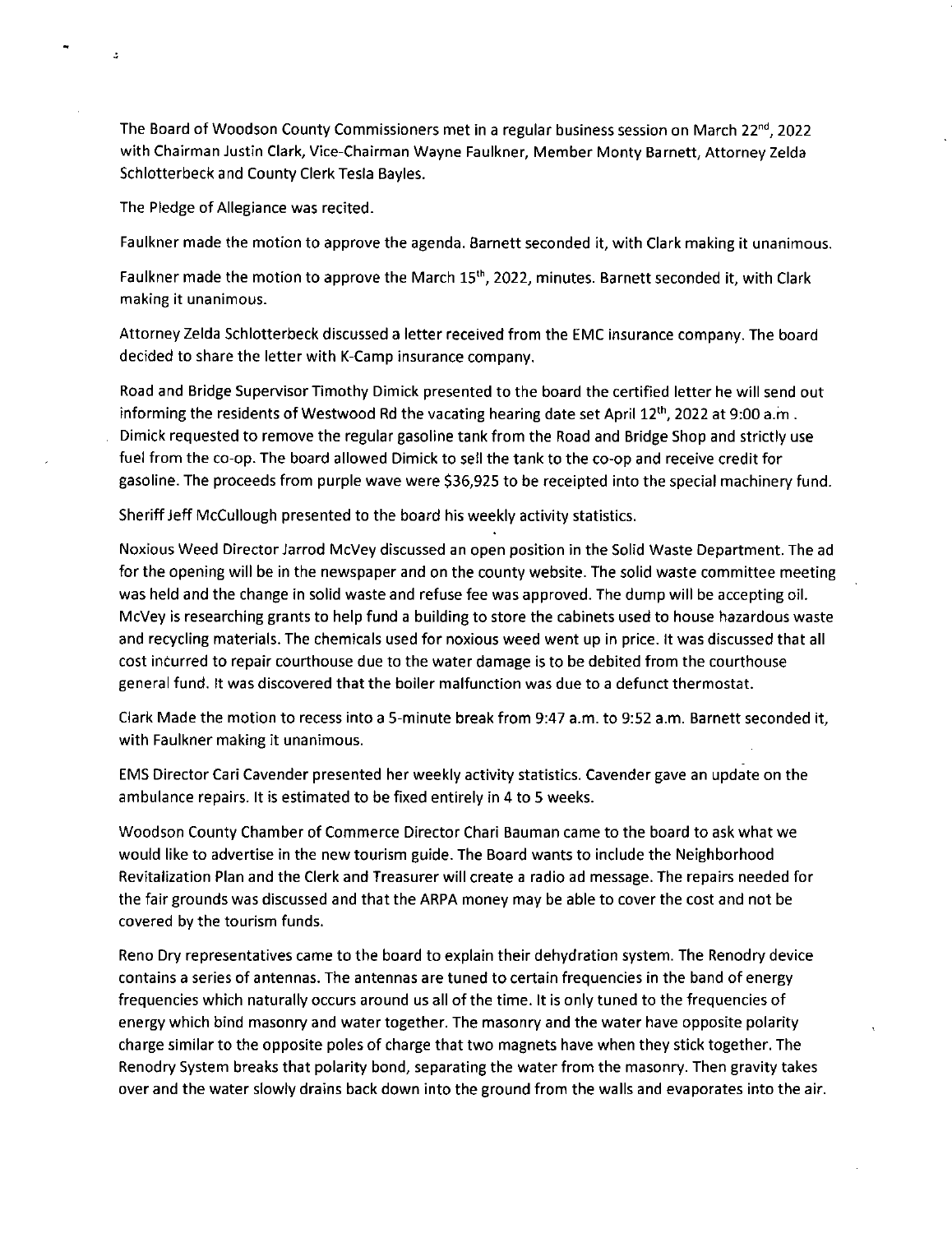The Board of Woodson County Commissioners met in a regular business session on March 22nd, 2022 with Chairman Justin Clark, Vice-Chairman Wayne Faulkner, Member Monty Barnett, Attorney Zelda Schlotterbeck and County Clerk Tesla Bayles.

The Pledge of Allegiance was recited.

Faulkner made the motion to approve the agenda. Barnett seconded it, with Clark making it unanimous.

Faulkner made the motion to approve the March 15th, 2022, minutes. Barnett seconded it, with Clark making it unanimous.

Attorney Zelda Schlotterbeck discussed a letter received from the EMC insurance company. The board decided to share the letter with K-Camp insurance company.

Road and Bridge Supervisor Timothy Dimick presented to the board the certified letter he will send out informing the residents of Westwood Rd the vacating hearing date set April 12th, 2022 at 9:00 a.m . Dimick requested to remove the regular gasoline tank from the Road and Bridge Shop and strictly use fuel from the co-op. The board allowed Dimick to sell the tank to the co-op and receive credit for gasoline. The proceeds from purple wave were $36,925 to be receipted into the special machinery fund.

Sheriff Jeff McCullough presented to the board his weekly activity statistics.

Noxious Weed Director Jarrod McVey discussed an open position in the Solid Waste Department. The ad for the opening will be in the newspaper and on the county website. The solid waste committee meeting was held and the change in solid waste and refuse fee was approved. The dump will be accepting oil. McVey is researching grants to help fund a building to store the cabinets used to house hazardous waste and recycling materials. The chemicals used for noxious weed went up in price. It was discussed that all cost incurred to repair courthouse due to the water damage is to be debited from the courthouse general fund. It was discovered that the boiler malfunction was due to a defunct thermostat.

Clark Made the motion to recess into a 5-minute break from 9:47 a.m. to 9:52 a.m. Barnett seconded it, with Faulkner making it unanimous.

EMS Director Cari Cavender presented her weekly activity statistics. Cavender gave an update on the ambulance repairs. It is estimated to be fixed entirely in 4 to 5 weeks.

Woodson County Chamber of Commerce Director Chari Bauman came to the board to ask what we would like to advertise in the new tourism guide. The Board wants to include the Neighborhood Revitalization Plan and the Clerk and Treasurer will create a radio ad message. The repairs needed for the fair grounds was discussed and that the ARPA money may be able to cover the cost and not be covered by the tourism funds.

Reno Dry representatives came to the board to explain their dehydration system. The Renodry device contains a series of antennas. The antennas are tuned to certain frequencies in the band of energy frequencies which naturally occurs around us all of the time. It is only tuned to the frequencies of energy which bind masonry and water together. The masonry and the water have opposite polarity charge similar to the opposite poles of charge that two magnets have when they stick together. The Renodry System breaks that polarity bond, separating the water from the masonry. Then gravity takes over and the water slowly drains back down into the ground from the walls and evaporates into the air.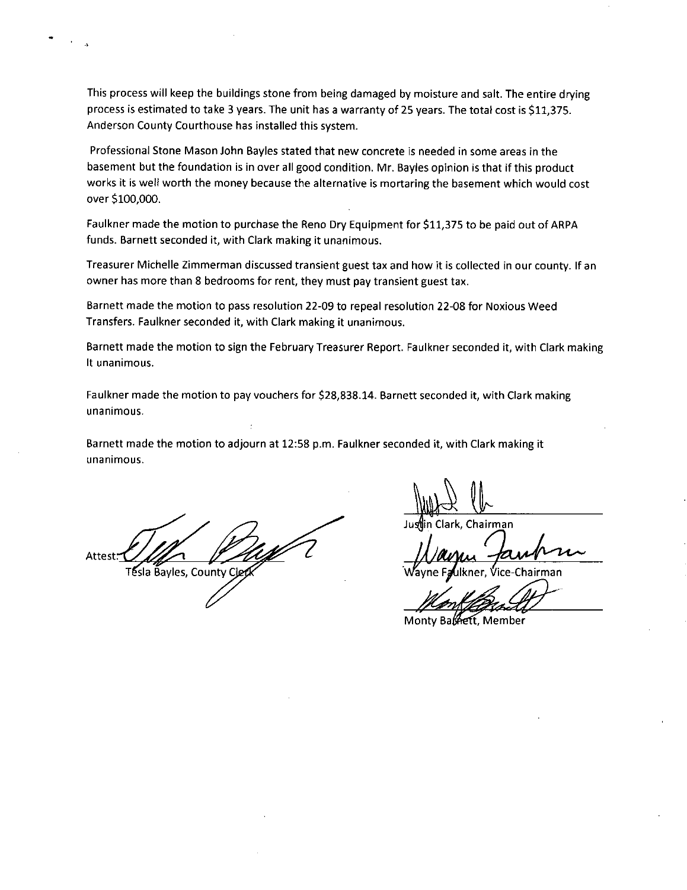This process will keep the buildings stone from being damaged by moisture and salt. The entire drying process is estimated to take 3 years. The unit has a warranty of 25 years. The total cost is $11,375. Anderson County Courthouse has installed this system.

Professional Stone Mason John Bayles stated that new concrete is needed in some areas in the basement but the foundation is in over all good condition. Mr. Bayles opinion is that if this product works it is well worth the money because the alternative is mortaring the basement which would cost over $100,000.

Faulkner made the motion to purchase the Reno Dry Equipment for $11,375 to be paid out of ARPA funds. Barnett seconded it, with Clark making it unanimous.

Treasurer Michelle Zimmerman discussed transient guest tax and how it is collected in our county. If an owner has more than 8 bedrooms for rent, they must pay transient guest tax.

Barnett made the motion to pass resolution 22-09 to repeal resolution 22-08 for Noxious Weed Transfers. Faulkner seconded it, with Clark making it unanimous.

Barnett made the motion to sign the February Treasurer Report. Faulkner seconded it, with Clark making It unanimous.

Faulkner made the motion to pay vouchers for $28,838.14. Barnett seconded it, with Clark making unanimous.

Barnett made the motion to adjourn at 12:58 p.m. Faulkner seconded it, with Clark making it unanimous.

Attest:
Tesla Bayles, County Clerk

Justin Clark, Chairman

Wayne Faulkner, Vice-Chairman

Monty Barnett, Member